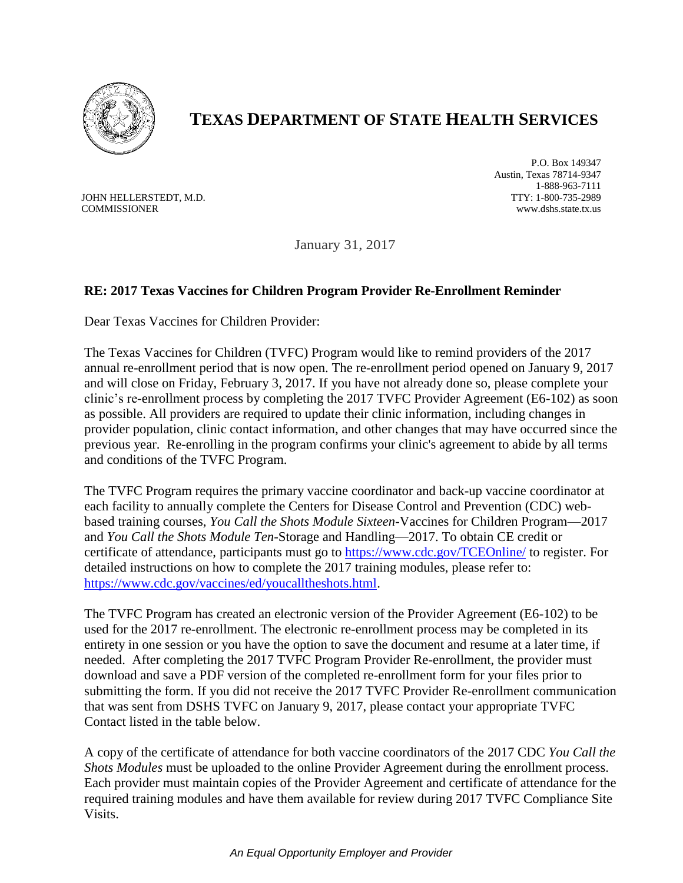# TEXAS DEPARTMENT OF STATE HEALTH SERVICES

JOHN HELLERSTEDT, M.D.
COMMISSIONER

P.O. Box 149347
Austin, Texas 78714-9347
1-888-963-7111
TTY: 1-800-735-2989
www.dshs.state.tx.us

January 31, 2017

**RE: 2017 Texas Vaccines for Children Program Provider Re-Enrollment Reminder**

Dear Texas Vaccines for Children Provider:

The Texas Vaccines for Children (TVFC) Program would like to remind providers of the 2017 annual re-enrollment period that is now open. The re-enrollment period opened on January 9, 2017 and will close on Friday, February 3, 2017. If you have not already done so, please complete your clinic's re-enrollment process by completing the 2017 TVFC Provider Agreement (E6-102) as soon as possible. All providers are required to update their clinic information, including changes in provider population, clinic contact information, and other changes that may have occurred since the previous year. Re-enrolling in the program confirms your clinic's agreement to abide by all terms and conditions of the TVFC Program.

The TVFC Program requires the primary vaccine coordinator and back-up vaccine coordinator at each facility to annually complete the Centers for Disease Control and Prevention (CDC) web-based training courses, *You Call the Shots Module Sixteen*-Vaccines for Children Program—2017 and *You Call the Shots Module Ten*-Storage and Handling—2017. To obtain CE credit or certificate of attendance, participants must go to https://www.cdc.gov/TCEOnline/ to register. For detailed instructions on how to complete the 2017 training modules, please refer to: https://www.cdc.gov/vaccines/ed/youcalltheshots.html.

The TVFC Program has created an electronic version of the Provider Agreement (E6-102) to be used for the 2017 re-enrollment. The electronic re-enrollment process may be completed in its entirety in one session or you have the option to save the document and resume at a later time, if needed. After completing the 2017 TVFC Program Provider Re-enrollment, the provider must download and save a PDF version of the completed re-enrollment form for your files prior to submitting the form. If you did not receive the 2017 TVFC Provider Re-enrollment communication that was sent from DSHS TVFC on January 9, 2017, please contact your appropriate TVFC Contact listed in the table below.

A copy of the certificate of attendance for both vaccine coordinators of the 2017 CDC *You Call the Shots Modules* must be uploaded to the online Provider Agreement during the enrollment process. Each provider must maintain copies of the Provider Agreement and certificate of attendance for the required training modules and have them available for review during 2017 TVFC Compliance Site Visits.

*An Equal Opportunity Employer and Provider*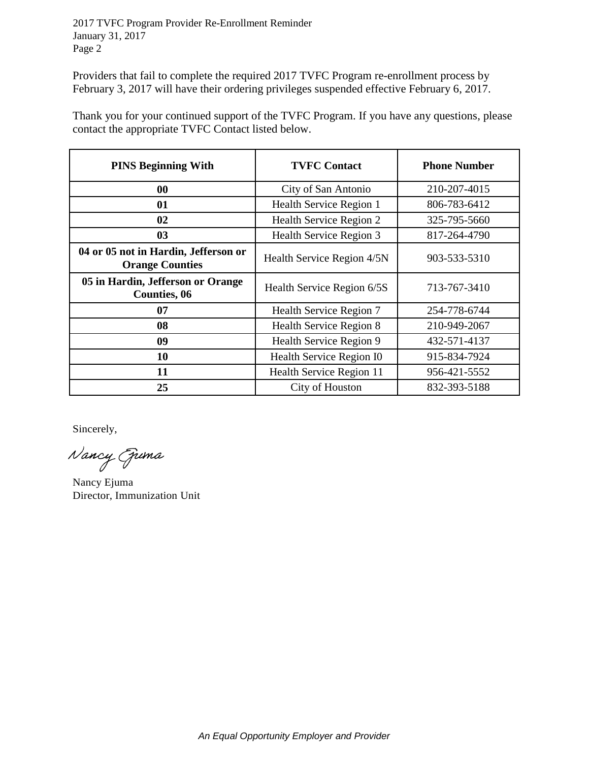Providers that fail to complete the required 2017 TVFC Program re-enrollment process by February 3, 2017 will have their ordering privileges suspended effective February 6, 2017.

Thank you for your continued support of the TVFC Program. If you have any questions, please contact the appropriate TVFC Contact listed below.

| PINS Beginning With | TVFC Contact | Phone Number |
|---|---|---|
| **00** | City of San Antonio | 210-207-4015 |
| **01** | Health Service Region 1 | 806-783-6412 |
| **02** | Health Service Region 2 | 325-795-5660 |
| **03** | Health Service Region 3 | 817-264-4790 |
| **04 or 05 not in Hardin, Jefferson or Orange Counties** | Health Service Region 4/5N | 903-533-5310 |
| **05 in Hardin, Jefferson or Orange Counties, 06** | Health Service Region 6/5S | 713-767-3410 |
| **07** | Health Service Region 7 | 254-778-6744 |
| **08** | Health Service Region 8 | 210-949-2067 |
| **09** | Health Service Region 9 | 432-571-4137 |
| **10** | Health Service Region I0 | 915-834-7924 |
| **11** | Health Service Region 11 | 956-421-5552 |
| **25** | City of Houston | 832-393-5188 |

Sincerely,

*Nancy Ejuma*

Nancy Ejuma
Director, Immunization Unit

*An Equal Opportunity Employer and Provider*